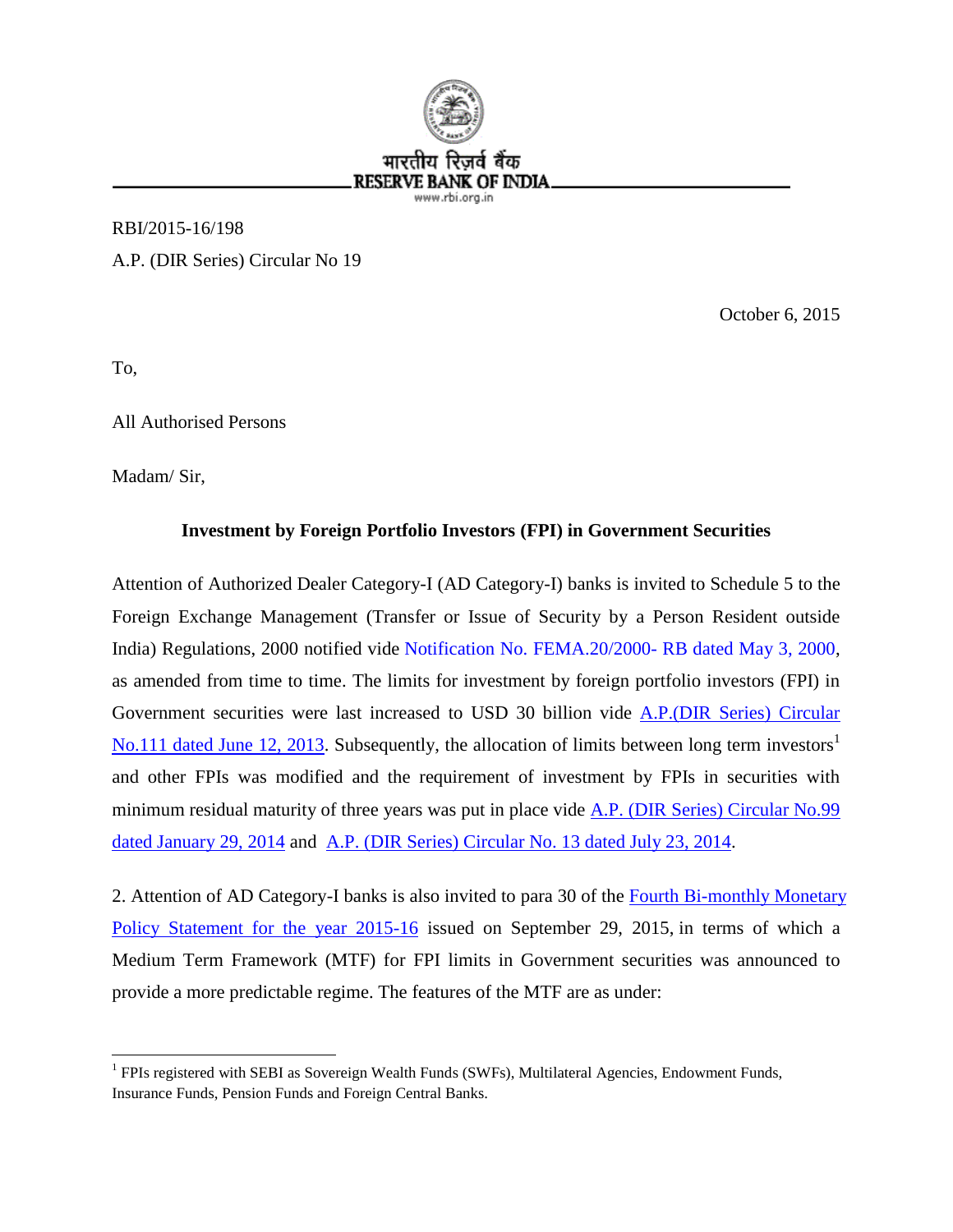भारतीय रिज़र्व बैंक
RESERVE BANK OF INDIA
www.rbi.org.in

RBI/2015-16/198

A.P. (DIR Series) Circular No 19

October 6, 2015

To,

All Authorised Persons

Madam/ Sir,

**Investment by Foreign Portfolio Investors (FPI) in Government Securities**

Attention of Authorized Dealer Category-I (AD Category-I) banks is invited to Schedule 5 to the Foreign Exchange Management (Transfer or Issue of Security by a Person Resident outside India) Regulations, 2000 notified vide Notification No. FEMA.20/2000- RB dated May 3, 2000, as amended from time to time. The limits for investment by foreign portfolio investors (FPI) in Government securities were last increased to USD 30 billion vide A.P.(DIR Series) Circular No.111 dated June 12, 2013. Subsequently, the allocation of limits between long term investors[1] and other FPIs was modified and the requirement of investment by FPIs in securities with minimum residual maturity of three years was put in place vide A.P. (DIR Series) Circular No.99 dated January 29, 2014 and A.P. (DIR Series) Circular No. 13 dated July 23, 2014.

2. Attention of AD Category-I banks is also invited to para 30 of the Fourth Bi-monthly Monetary Policy Statement for the year 2015-16 issued on September 29, 2015, in terms of which a Medium Term Framework (MTF) for FPI limits in Government securities was announced to provide a more predictable regime. The features of the MTF are as under:

[1] FPIs registered with SEBI as Sovereign Wealth Funds (SWFs), Multilateral Agencies, Endowment Funds, Insurance Funds, Pension Funds and Foreign Central Banks.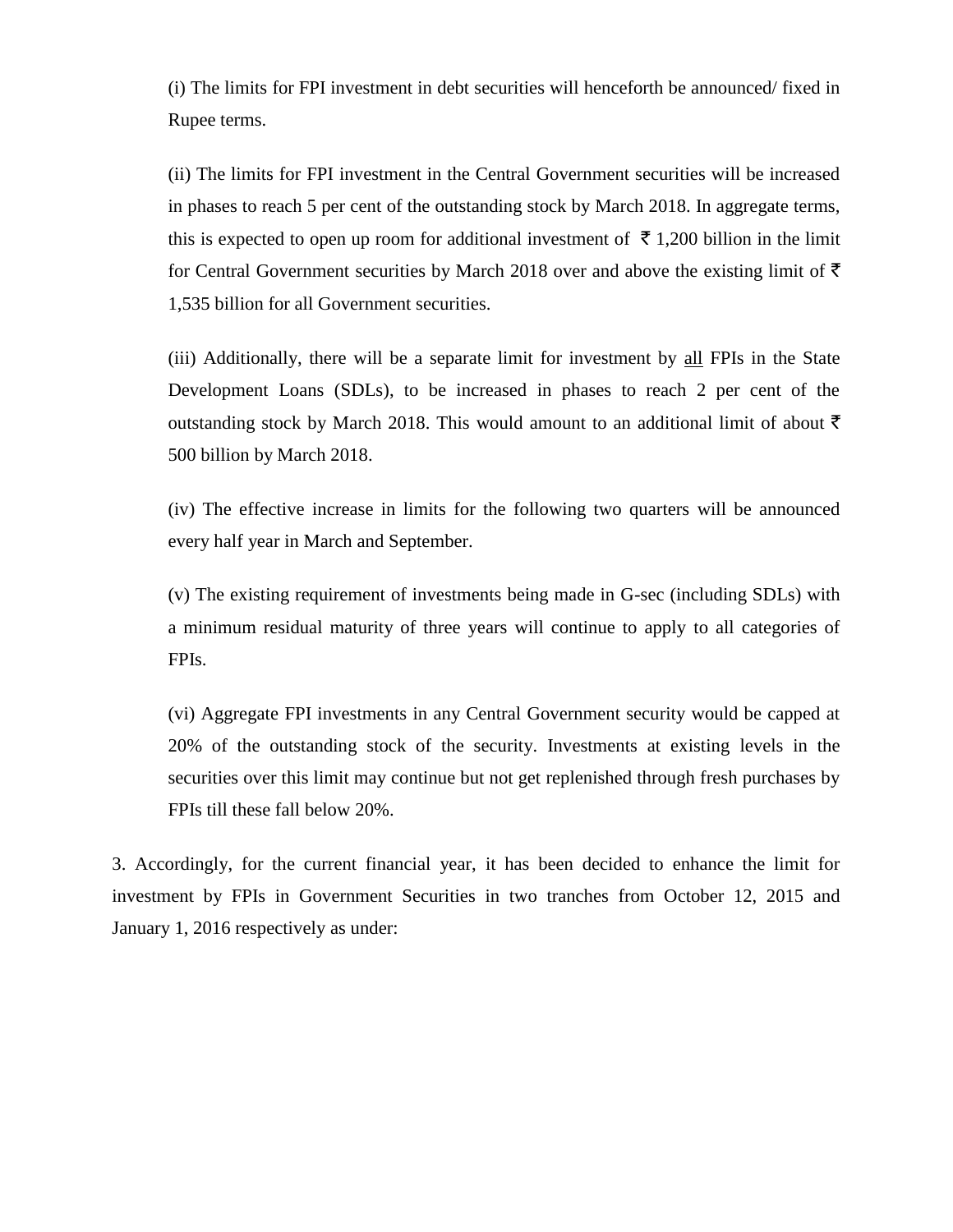(i) The limits for FPI investment in debt securities will henceforth be announced/ fixed in Rupee terms.

(ii) The limits for FPI investment in the Central Government securities will be increased in phases to reach 5 per cent of the outstanding stock by March 2018. In aggregate terms, this is expected to open up room for additional investment of ₹ 1,200 billion in the limit for Central Government securities by March 2018 over and above the existing limit of ₹ 1,535 billion for all Government securities.

(iii) Additionally, there will be a separate limit for investment by all FPIs in the State Development Loans (SDLs), to be increased in phases to reach 2 per cent of the outstanding stock by March 2018. This would amount to an additional limit of about ₹ 500 billion by March 2018.

(iv) The effective increase in limits for the following two quarters will be announced every half year in March and September.

(v) The existing requirement of investments being made in G-sec (including SDLs) with a minimum residual maturity of three years will continue to apply to all categories of FPIs.

(vi) Aggregate FPI investments in any Central Government security would be capped at 20% of the outstanding stock of the security. Investments at existing levels in the securities over this limit may continue but not get replenished through fresh purchases by FPIs till these fall below 20%.

3. Accordingly, for the current financial year, it has been decided to enhance the limit for investment by FPIs in Government Securities in two tranches from October 12, 2015 and January 1, 2016 respectively as under: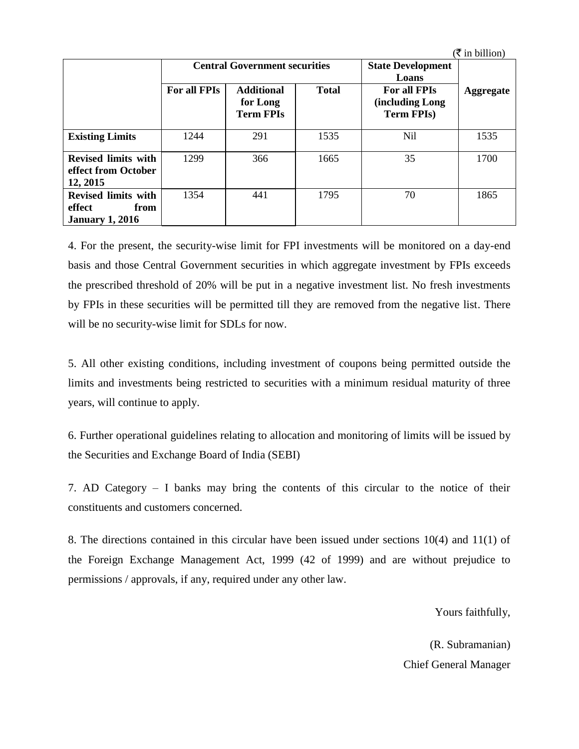(₹ in billion)

| | Central Government securities | | | State Development Loans | Aggregate |
|---|---|---|---|---|---|
| | For all FPIs | Additional for Long Term FPIs | Total | For all FPIs (including Long Term FPIs) | |
| **Existing Limits** | 1244 | 291 | 1535 | Nil | 1535 |
| **Revised limits with effect from October 12, 2015** | 1299 | 366 | 1665 | 35 | 1700 |
| **Revised limits with effect from January 1, 2016** | 1354 | 441 | 1795 | 70 | 1865 |

4. For the present, the security-wise limit for FPI investments will be monitored on a day-end basis and those Central Government securities in which aggregate investment by FPIs exceeds the prescribed threshold of 20% will be put in a negative investment list. No fresh investments by FPIs in these securities will be permitted till they are removed from the negative list. There will be no security-wise limit for SDLs for now.

5. All other existing conditions, including investment of coupons being permitted outside the limits and investments being restricted to securities with a minimum residual maturity of three years, will continue to apply.

6. Further operational guidelines relating to allocation and monitoring of limits will be issued by the Securities and Exchange Board of India (SEBI)

7. AD Category – I banks may bring the contents of this circular to the notice of their constituents and customers concerned.

8. The directions contained in this circular have been issued under sections 10(4) and 11(1) of the Foreign Exchange Management Act, 1999 (42 of 1999) and are without prejudice to permissions / approvals, if any, required under any other law.

Yours faithfully,

(R. Subramanian)

Chief General Manager